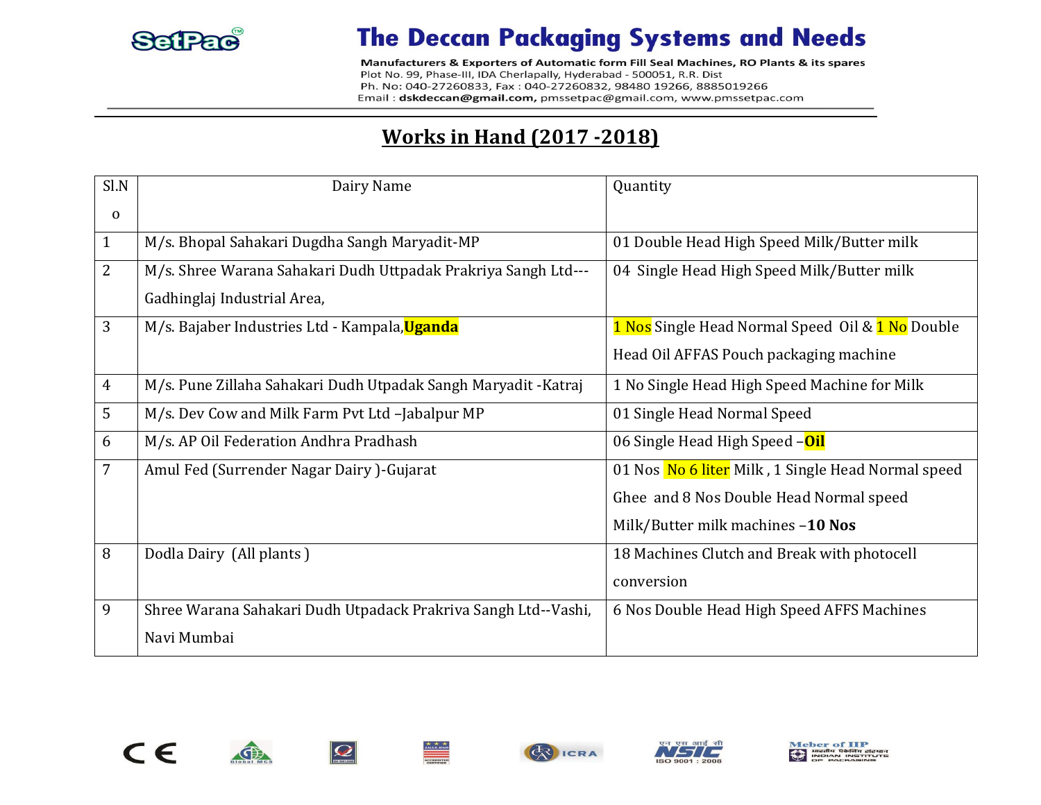# The Deccan Packaging Systems and Needs

Manufacturers & Exporters of Automatic form Fill Seal Machines, RO Plants & its spares
Plot No. 99, Phase-III, IDA Cherlapally, Hyderabad - 500051, R.R. Dist
Ph. No: 040-27260833, Fax : 040-27260832, 98480 19266, 8885019266
Email : **dskdeccan@gmail.com,** pmssetpac@gmail.com, www.pmssetpac.com

## Works in Hand (2017 -2018)

| Sl.No | Dairy Name | Quantity |
|---|---|---|
| 1 | M/s. Bhopal Sahakari Dugdha Sangh Maryadit-MP | 01 Double Head High Speed Milk/Butter milk |
| 2 | M/s. Shree Warana Sahakari Dudh Uttpadak Prakriya Sangh Ltd---Gadhinglaj Industrial Area, | 04 Single Head High Speed Milk/Butter milk |
| 3 | M/s. Bajaber Industries Ltd - Kampala,**Uganda** | 1 Nos Single Head Normal Speed Oil & 1 No Double Head Oil AFFAS Pouch packaging machine |
| 4 | M/s. Pune Zillaha Sahakari Dudh Utpadak Sangh Maryadit -Katraj | 1 No Single Head High Speed Machine for Milk |
| 5 | M/s. Dev Cow and Milk Farm Pvt Ltd –Jabalpur MP | 01 Single Head Normal Speed |
| 6 | M/s. AP Oil Federation Andhra Pradhash | 06 Single Head High Speed –**Oil** |
| 7 | Amul Fed (Surrender Nagar Dairy )-Gujarat | 01 Nos No 6 liter Milk , 1 Single Head Normal speed Ghee and 8 Nos Double Head Normal speed Milk/Butter milk machines –**10 Nos** |
| 8 | Dodla Dairy (All plants ) | 18 Machines Clutch and Break with photocell conversion |
| 9 | Shree Warana Sahakari Dudh Utpadack Prakriva Sangh Ltd--Vashi, Navi Mumbai | 6 Nos Double Head High Speed AFFS Machines |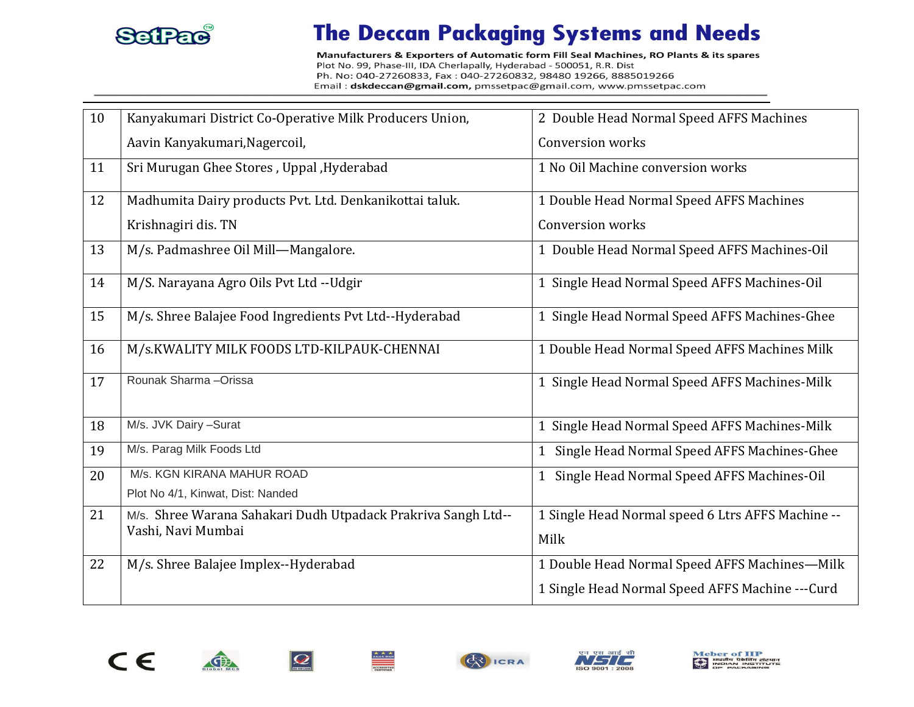| 10 | Kanyakumari District Co-Operative Milk Producers Union, Aavin Kanyakumari,Nagercoil, | 2 Double Head Normal Speed AFFS Machines Conversion works |
|---|---|---|
| 11 | Sri Murugan Ghee Stores , Uppal ,Hyderabad | 1 No Oil Machine conversion works |
| 12 | Madhumita Dairy products Pvt. Ltd. Denkanikottai taluk. Krishnagiri dis. TN | 1 Double Head Normal Speed AFFS Machines Conversion works |
| 13 | M/s. Padmashree Oil Mill—Mangalore. | 1 Double Head Normal Speed AFFS Machines-Oil |
| 14 | M/S. Narayana Agro Oils Pvt Ltd --Udgir | 1 Single Head Normal Speed AFFS Machines-Oil |
| 15 | M/s. Shree Balajee Food Ingredients Pvt Ltd--Hyderabad | 1 Single Head Normal Speed AFFS Machines-Ghee |
| 16 | M/s.KWALITY MILK FOODS LTD-KILPAUK-CHENNAI | 1 Double Head Normal Speed AFFS Machines Milk |
| 17 | Rounak Sharma –Orissa | 1 Single Head Normal Speed AFFS Machines-Milk |
| 18 | M/s. JVK Dairy –Surat | 1 Single Head Normal Speed AFFS Machines-Milk |
| 19 | M/s. Parag Milk Foods Ltd | 1 Single Head Normal Speed AFFS Machines-Ghee |
| 20 | M/s. KGN KIRANA MAHUR ROAD Plot No 4/1, Kinwat, Dist: Nanded | 1 Single Head Normal Speed AFFS Machines-Oil |
| 21 | M/s. Shree Warana Sahakari Dudh Utpadack Prakriva Sangh Ltd--Vashi, Navi Mumbai | 1 Single Head Normal speed 6 Ltrs AFFS Machine --Milk |
| 22 | M/s. Shree Balajee Implex--Hyderabad | 1 Double Head Normal Speed AFFS Machines—Milk<br>1 Single Head Normal Speed AFFS Machine ---Curd |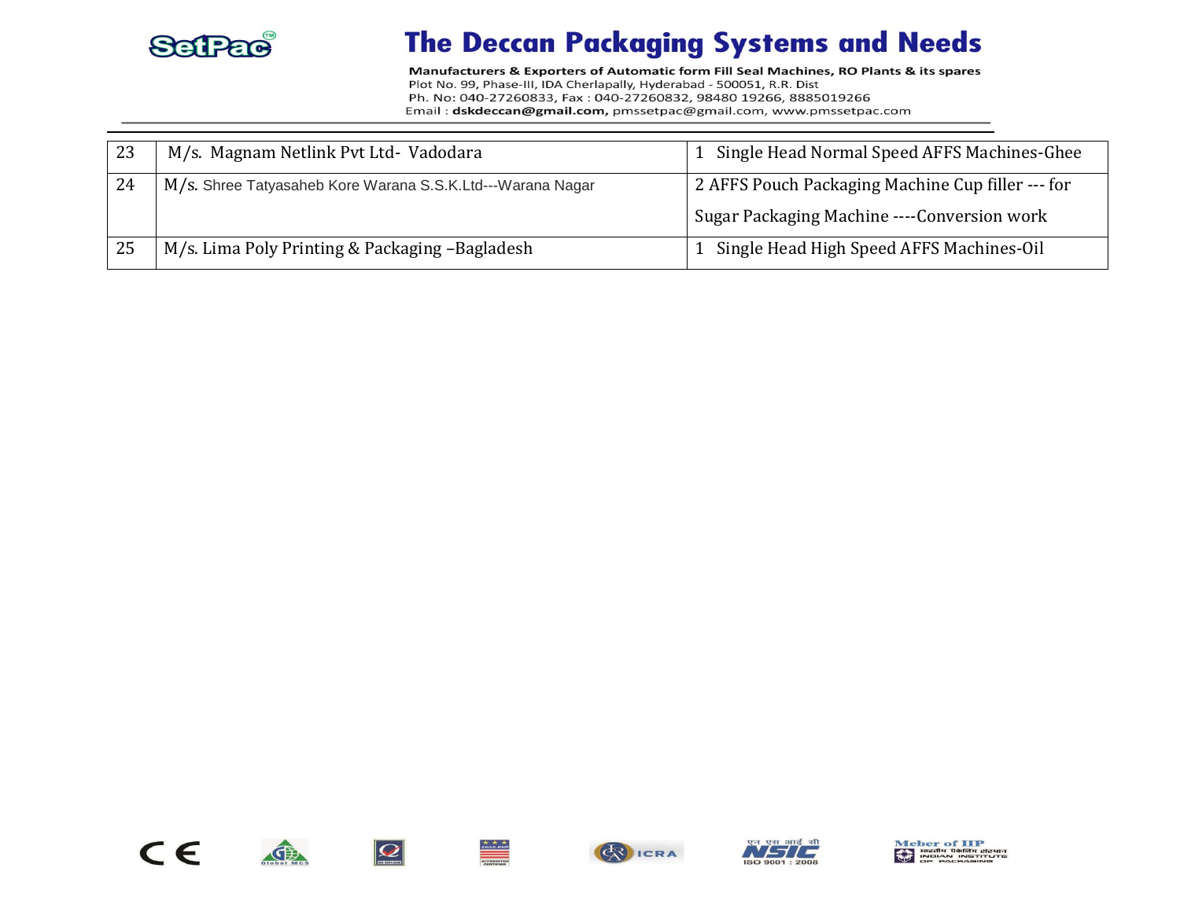| | | |
|---|---|---|
| 23 | M/s. Magnam Netlink Pvt Ltd- Vadodara | 1 Single Head Normal Speed AFFS Machines-Ghee |
| 24 | M/s. Shree Tatyasaheb Kore Warana S.S.K.Ltd---Warana Nagar | 2 AFFS Pouch Packaging Machine Cup filler --- for Sugar Packaging Machine ----Conversion work |
| 25 | M/s. Lima Poly Printing & Packaging –Bagladesh | 1 Single Head High Speed AFFS Machines-Oil |